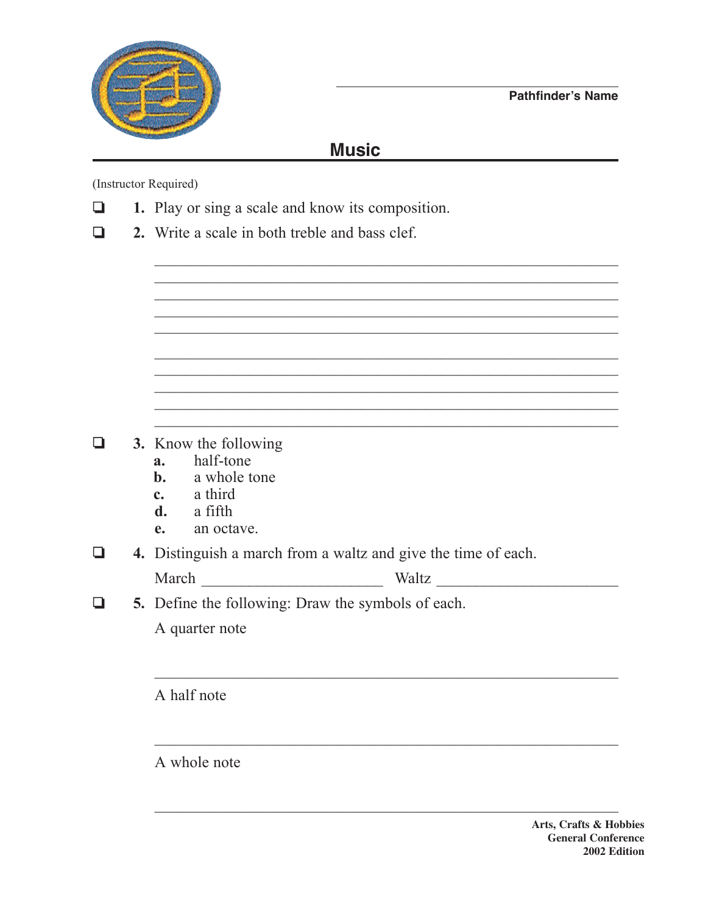Pathfinder's Name

# Music

(Instructor Required)

- ❑ **1.** Play or sing a scale and know its composition.
- ❑ **2.** Write a scale in both treble and bass clef.
- ❑ **3.** Know the following
  - **a.** half-tone
  - **b.** a whole tone
  - **c.** a third
  - **d.** a fifth
  - **e.** an octave.
- ❑ **4.** Distinguish a march from a waltz and give the time of each.

  March ______________________ Waltz ______________________

- ❑ **5.** Define the following: Draw the symbols of each.

  A quarter note

  ________________________________________________

  A half note

  ________________________________________________

  A whole note

  ________________________________________________

**Arts, Crafts & Hobbies**
**General Conference**
**2002 Edition**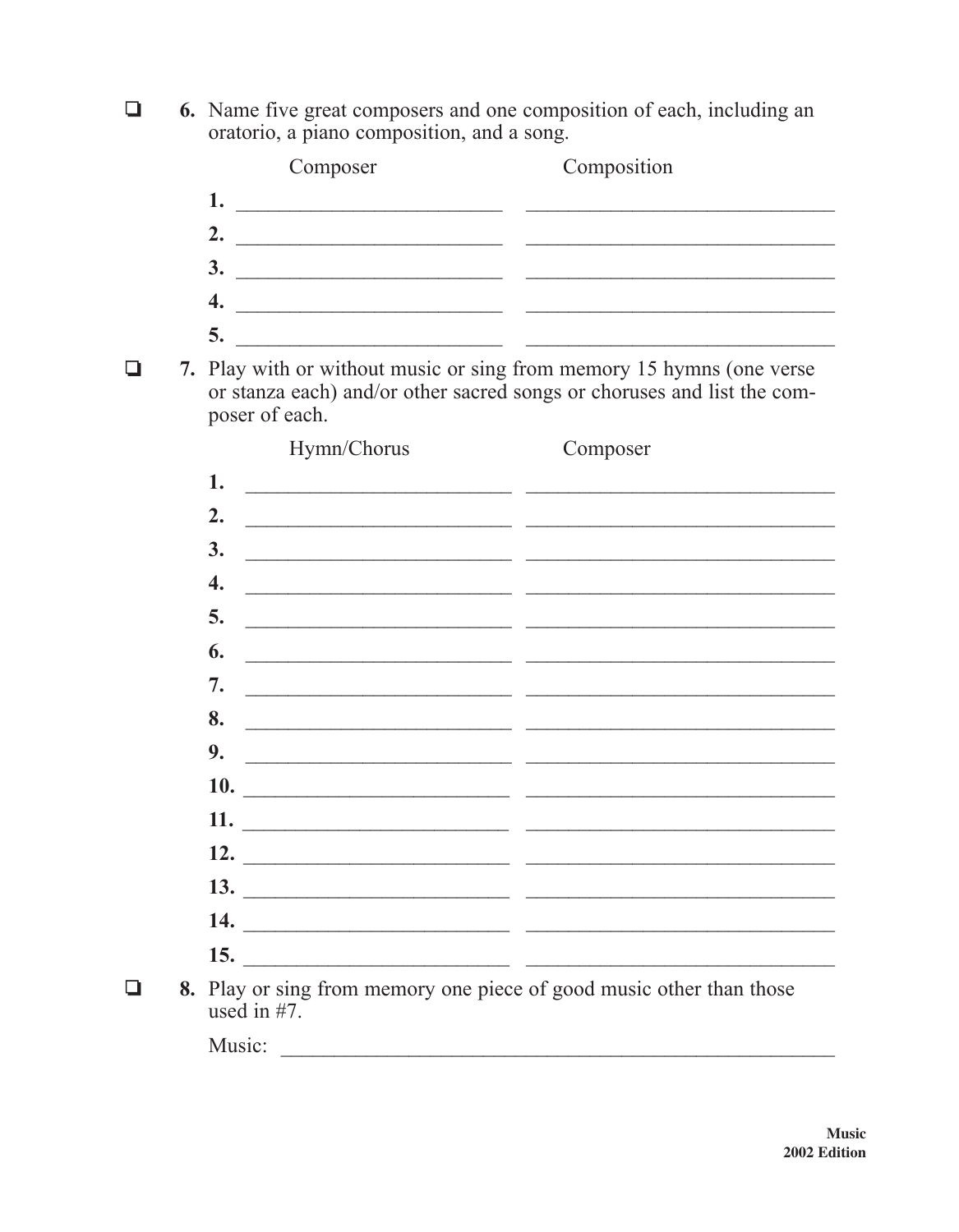❑ **6.** Name five great composers and one composition of each, including an oratorio, a piano composition, and a song.

| | Composer | Composition |
|---|---|---|
| **1.** | \_\_\_\_\_\_\_\_\_\_\_\_\_\_\_\_\_\_\_\_\_\_\_\_\_ | \_\_\_\_\_\_\_\_\_\_\_\_\_\_\_\_\_\_\_\_\_\_\_\_\_\_\_\_\_ |
| **2.** | \_\_\_\_\_\_\_\_\_\_\_\_\_\_\_\_\_\_\_\_\_\_\_\_\_ | \_\_\_\_\_\_\_\_\_\_\_\_\_\_\_\_\_\_\_\_\_\_\_\_\_\_\_\_\_ |
| **3.** | \_\_\_\_\_\_\_\_\_\_\_\_\_\_\_\_\_\_\_\_\_\_\_\_\_ | \_\_\_\_\_\_\_\_\_\_\_\_\_\_\_\_\_\_\_\_\_\_\_\_\_\_\_\_\_ |
| **4.** | \_\_\_\_\_\_\_\_\_\_\_\_\_\_\_\_\_\_\_\_\_\_\_\_\_ | \_\_\_\_\_\_\_\_\_\_\_\_\_\_\_\_\_\_\_\_\_\_\_\_\_\_\_\_\_ |
| **5.** | \_\_\_\_\_\_\_\_\_\_\_\_\_\_\_\_\_\_\_\_\_\_\_\_\_ | \_\_\_\_\_\_\_\_\_\_\_\_\_\_\_\_\_\_\_\_\_\_\_\_\_\_\_\_\_ |

❑ **7.** Play with or without music or sing from memory 15 hymns (one verse or stanza each) and/or other sacred songs or choruses and list the composer of each.

| | Hymn/Chorus | Composer |
|---|---|---|
| **1.** | \_\_\_\_\_\_\_\_\_\_\_\_\_\_\_\_\_\_\_\_\_\_\_\_\_ | \_\_\_\_\_\_\_\_\_\_\_\_\_\_\_\_\_\_\_\_\_\_\_\_\_\_\_\_\_ |
| **2.** | \_\_\_\_\_\_\_\_\_\_\_\_\_\_\_\_\_\_\_\_\_\_\_\_\_ | \_\_\_\_\_\_\_\_\_\_\_\_\_\_\_\_\_\_\_\_\_\_\_\_\_\_\_\_\_ |
| **3.** | \_\_\_\_\_\_\_\_\_\_\_\_\_\_\_\_\_\_\_\_\_\_\_\_\_ | \_\_\_\_\_\_\_\_\_\_\_\_\_\_\_\_\_\_\_\_\_\_\_\_\_\_\_\_\_ |
| **4.** | \_\_\_\_\_\_\_\_\_\_\_\_\_\_\_\_\_\_\_\_\_\_\_\_\_ | \_\_\_\_\_\_\_\_\_\_\_\_\_\_\_\_\_\_\_\_\_\_\_\_\_\_\_\_\_ |
| **5.** | \_\_\_\_\_\_\_\_\_\_\_\_\_\_\_\_\_\_\_\_\_\_\_\_\_ | \_\_\_\_\_\_\_\_\_\_\_\_\_\_\_\_\_\_\_\_\_\_\_\_\_\_\_\_\_ |
| **6.** | \_\_\_\_\_\_\_\_\_\_\_\_\_\_\_\_\_\_\_\_\_\_\_\_\_ | \_\_\_\_\_\_\_\_\_\_\_\_\_\_\_\_\_\_\_\_\_\_\_\_\_\_\_\_\_ |
| **7.** | \_\_\_\_\_\_\_\_\_\_\_\_\_\_\_\_\_\_\_\_\_\_\_\_\_ | \_\_\_\_\_\_\_\_\_\_\_\_\_\_\_\_\_\_\_\_\_\_\_\_\_\_\_\_\_ |
| **8.** | \_\_\_\_\_\_\_\_\_\_\_\_\_\_\_\_\_\_\_\_\_\_\_\_\_ | \_\_\_\_\_\_\_\_\_\_\_\_\_\_\_\_\_\_\_\_\_\_\_\_\_\_\_\_\_ |
| **9.** | \_\_\_\_\_\_\_\_\_\_\_\_\_\_\_\_\_\_\_\_\_\_\_\_\_ | \_\_\_\_\_\_\_\_\_\_\_\_\_\_\_\_\_\_\_\_\_\_\_\_\_\_\_\_\_ |
| **10.** | \_\_\_\_\_\_\_\_\_\_\_\_\_\_\_\_\_\_\_\_\_\_\_\_\_ | \_\_\_\_\_\_\_\_\_\_\_\_\_\_\_\_\_\_\_\_\_\_\_\_\_\_\_\_\_ |
| **11.** | \_\_\_\_\_\_\_\_\_\_\_\_\_\_\_\_\_\_\_\_\_\_\_\_\_ | \_\_\_\_\_\_\_\_\_\_\_\_\_\_\_\_\_\_\_\_\_\_\_\_\_\_\_\_\_ |
| **12.** | \_\_\_\_\_\_\_\_\_\_\_\_\_\_\_\_\_\_\_\_\_\_\_\_\_ | \_\_\_\_\_\_\_\_\_\_\_\_\_\_\_\_\_\_\_\_\_\_\_\_\_\_\_\_\_ |
| **13.** | \_\_\_\_\_\_\_\_\_\_\_\_\_\_\_\_\_\_\_\_\_\_\_\_\_ | \_\_\_\_\_\_\_\_\_\_\_\_\_\_\_\_\_\_\_\_\_\_\_\_\_\_\_\_\_ |
| **14.** | \_\_\_\_\_\_\_\_\_\_\_\_\_\_\_\_\_\_\_\_\_\_\_\_\_ | \_\_\_\_\_\_\_\_\_\_\_\_\_\_\_\_\_\_\_\_\_\_\_\_\_\_\_\_\_ |
| **15.** | \_\_\_\_\_\_\_\_\_\_\_\_\_\_\_\_\_\_\_\_\_\_\_\_\_ | \_\_\_\_\_\_\_\_\_\_\_\_\_\_\_\_\_\_\_\_\_\_\_\_\_\_\_\_\_ |

❑ **8.** Play or sing from memory one piece of good music other than those used in #7.

Music: \_\_\_\_\_\_\_\_\_\_\_\_\_\_\_\_\_\_\_\_\_\_\_\_\_\_\_\_\_\_\_\_\_\_\_\_\_\_\_\_\_\_\_\_\_\_\_\_\_\_\_\_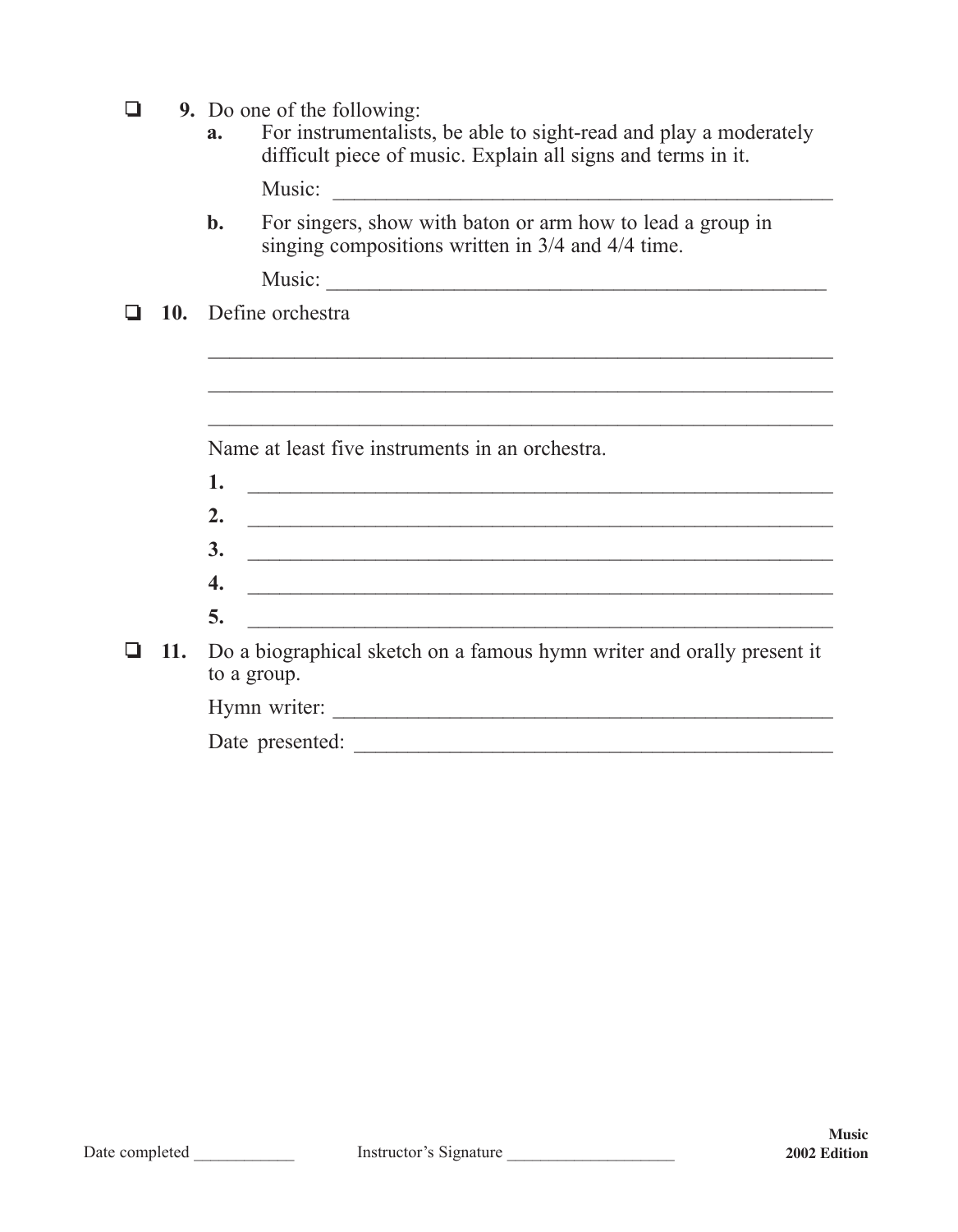❑ **9.** Do one of the following:

**a.** For instrumentalists, be able to sight-read and play a moderately difficult piece of music. Explain all signs and terms in it.

Music: ______________________________________________

**b.** For singers, show with baton or arm how to lead a group in singing compositions written in 3/4 and 4/4 time.

Music: ______________________________________________

❑ **10.** Define orchestra

______________________________________________________

______________________________________________________

______________________________________________________

Name at least five instruments in an orchestra.

**1.** ____________________________________________________

**2.** ____________________________________________________

**3.** ____________________________________________________

**4.** ____________________________________________________

**5.** ____________________________________________________

❑ **11.** Do a biographical sketch on a famous hymn writer and orally present it to a group.

Hymn writer: _________________________________________

Date presented: _______________________________________

Date completed ____________ Instructor's Signature ____________________

**Music**
**2002 Edition**